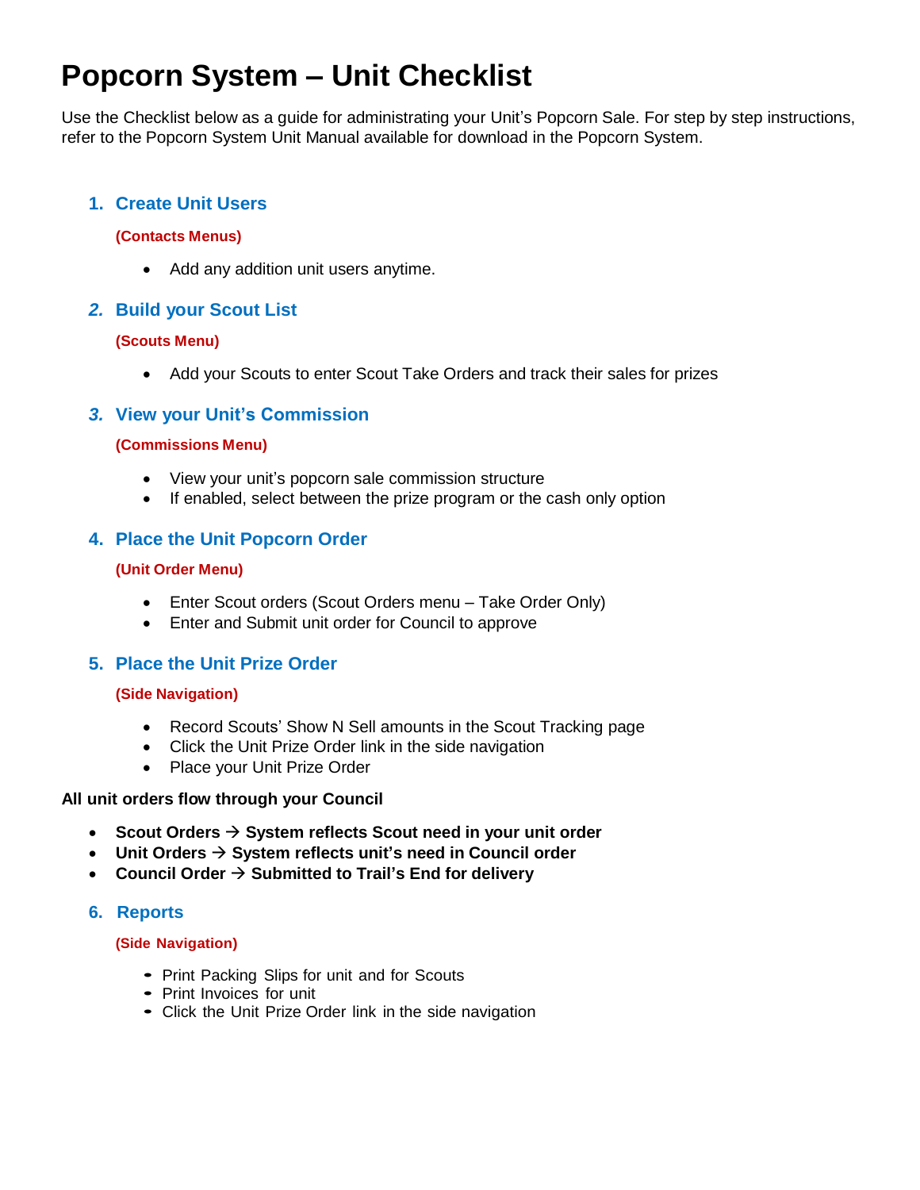# Popcorn System – Unit Checklist

Use the Checklist below as a guide for administrating your Unit's Popcorn Sale. For step by step instructions, refer to the Popcorn System Unit Manual available for download in the Popcorn System.

## 1. Create Unit Users

**(Contacts Menus)**

- Add any addition unit users anytime.

## 2. Build your Scout List

**(Scouts Menu)**

- Add your Scouts to enter Scout Take Orders and track their sales for prizes

## 3. View your Unit's Commission

**(Commissions Menu)**

- View your unit's popcorn sale commission structure
- If enabled, select between the prize program or the cash only option

## 4. Place the Unit Popcorn Order

**(Unit Order Menu)**

- Enter Scout orders (Scout Orders menu – Take Order Only)
- Enter and Submit unit order for Council to approve

## 5. Place the Unit Prize Order

**(Side Navigation)**

- Record Scouts' Show N Sell amounts in the Scout Tracking page
- Click the Unit Prize Order link in the side navigation
- Place your Unit Prize Order

**All unit orders flow through your Council**

- **Scout Orders → System reflects Scout need in your unit order**
- **Unit Orders → System reflects unit's need in Council order**
- **Council Order → Submitted to Trail's End for delivery**

## 6. Reports

**(Side Navigation)**

- Print Packing Slips for unit and for Scouts
- Print Invoices for unit
- Click the Unit Prize Order link in the side navigation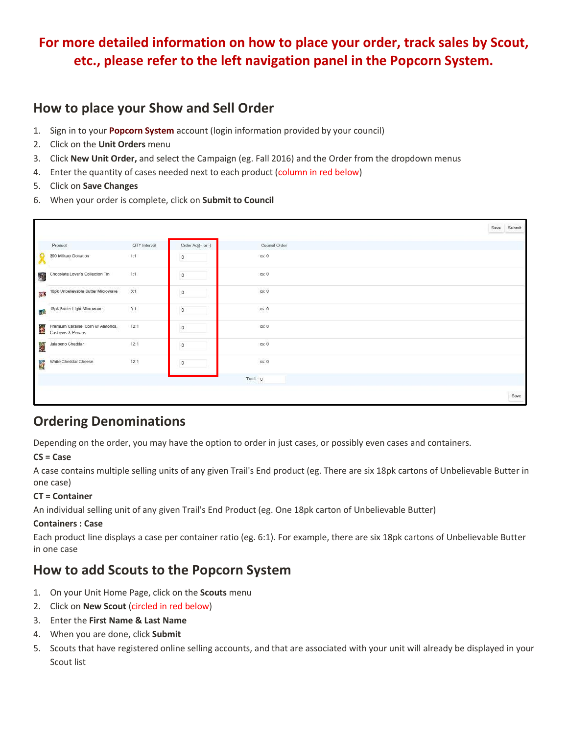**For more detailed information on how to place your order, track sales by Scout, etc., please refer to the left navigation panel in the Popcorn System.**

## How to place your Show and Sell Order

1. Sign in to your **Popcorn System** account (login information provided by your council)
2. Click on the **Unit Orders** menu
3. Click **New Unit Order,** and select the Campaign (eg. Fall 2016) and the Order from the dropdown menus
4. Enter the quantity of cases needed next to each product (column in red below)
5. Click on **Save Changes**
6. When your order is complete, click on **Submit to Council**

| Product | QTY Interval | Order Adj(+ or -) | Council Order |
|---|---|---|---|
| $50 Military Donation | 1:1 | 0 | cs: 0 |
| Chocolate Lover's Collection Tin | 1:1 | 0 | cs: 0 |
| 18pk Unbelievable Butter Microwave | 0:1 | 0 | cs: 0 |
| 18pk Butter Light Microwave | 0:1 | 0 | cs: 0 |
| Premium Caramel Corn w/ Almonds, Cashews & Pecans | 12:1 | 0 | cs: 0 |
| Jalapeno Cheddar | 12:1 | 0 | cs: 0 |
| White Cheddar Cheese | 12:1 | 0 | cs: 0 |
| | | Total: | 0 |

## Ordering Denominations

Depending on the order, you may have the option to order in just cases, or possibly even cases and containers.

**CS = Case**

A case contains multiple selling units of any given Trail's End product (eg. There are six 18pk cartons of Unbelievable Butter in one case)

**CT = Container**

An individual selling unit of any given Trail's End Product (eg. One 18pk carton of Unbelievable Butter)

**Containers : Case**

Each product line displays a case per container ratio (eg. 6:1). For example, there are six 18pk cartons of Unbelievable Butter in one case

## How to add Scouts to the Popcorn System

1. On your Unit Home Page, click on the **Scouts** menu
2. Click on **New Scout** (circled in red below)
3. Enter the **First Name & Last Name**
4. When you are done, click **Submit**
5. Scouts that have registered online selling accounts, and that are associated with your unit will already be displayed in your Scout list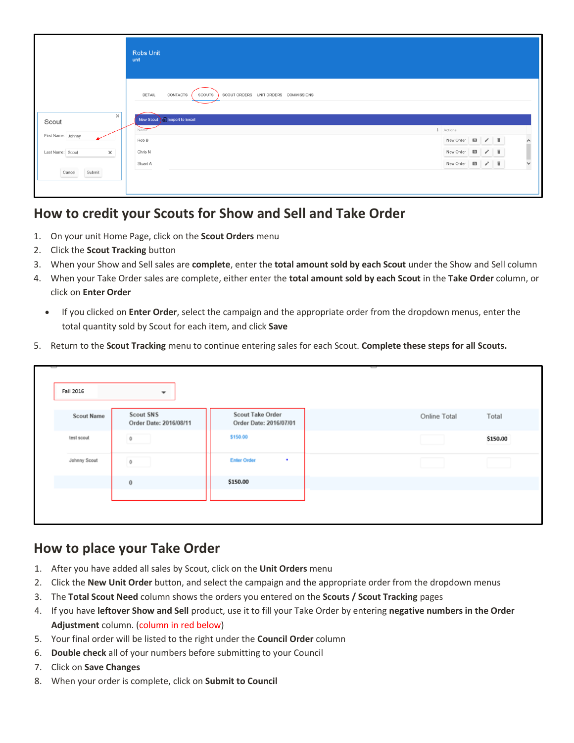## How to credit your Scouts for Show and Sell and Take Order

1. On your unit Home Page, click on the **Scout Orders** menu
2. Click the **Scout Tracking** button
3. When your Show and Sell sales are **complete**, enter the **total amount sold by each Scout** under the Show and Sell column
4. When your Take Order sales are complete, either enter the **total amount sold by each Scout** in the **Take Order** column, or click on **Enter Order**
   - If you clicked on **Enter Order**, select the campaign and the appropriate order from the dropdown menus, enter the total quantity sold by Scout for each item, and click **Save**
5. Return to the **Scout Tracking** menu to continue entering sales for each Scout. **Complete these steps for all Scouts.**

## How to place your Take Order

1. After you have added all sales by Scout, click on the **Unit Orders** menu
2. Click the **New Unit Order** button, and select the campaign and the appropriate order from the dropdown menus
3. The **Total Scout Need** column shows the orders you entered on the **Scouts / Scout Tracking** pages
4. If you have **leftover Show and Sell** product, use it to fill your Take Order by entering **negative numbers in the Order Adjustment** column. (column in red below)
5. Your final order will be listed to the right under the **Council Order** column
6. **Double check** all of your numbers before submitting to your Council
7. Click on **Save Changes**
8. When your order is complete, click on **Submit to Council**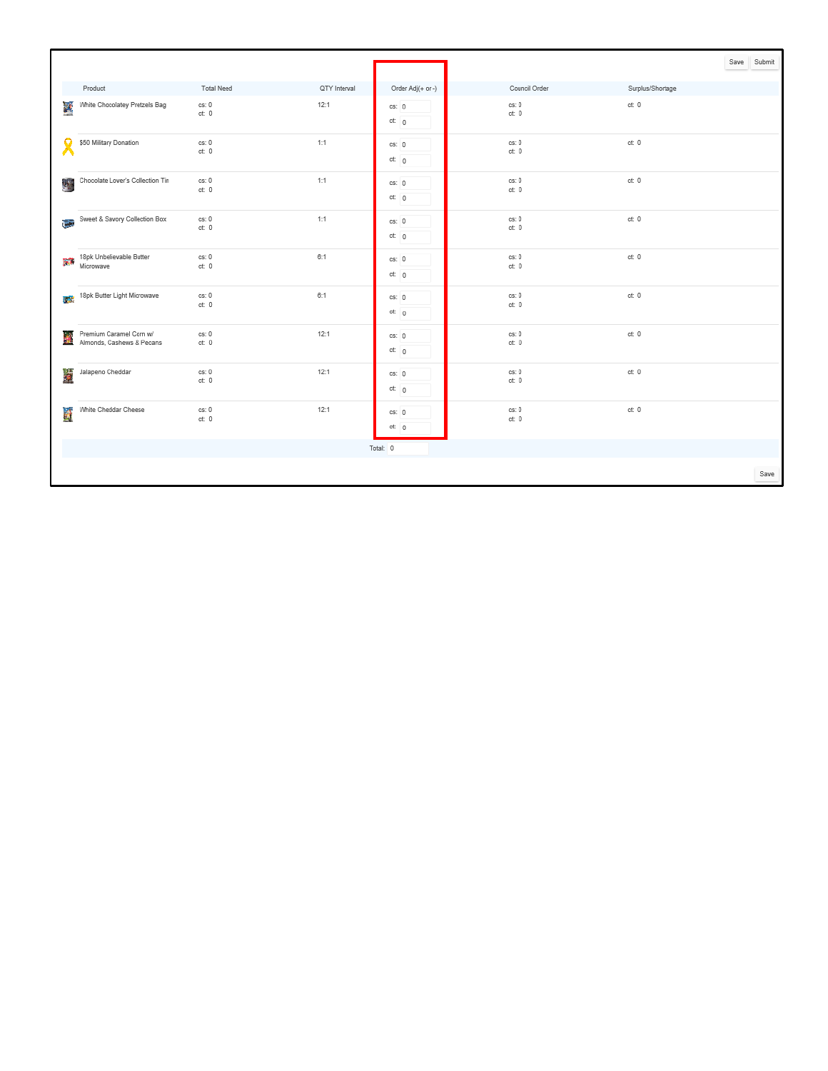Save Submit

| Product | Total Need | QTY Interval | Order Adj(+ or -) | Council Order | Surplus/Shortage |
|---|---|---|---|---|---|
| White Chocolatey Pretzels Bag | cs: 0 ct: 0 | 12:1 | cs: 0 ct: 0 | cs: 0 ct: 0 | ct: 0 |
| $50 Military Donation | cs: 0 ct: 0 | 1:1 | cs: 0 ct: 0 | cs: 0 ct: 0 | ct: 0 |
| Chocolate Lover's Collection Tin | cs: 0 ct: 0 | 1:1 | cs: 0 ct: 0 | cs: 0 ct: 0 | ct: 0 |
| Sweet & Savory Collection Box | cs: 0 ct: 0 | 1:1 | cs: 0 ct: 0 | cs: 0 ct: 0 | ct: 0 |
| 18pk Unbelievable Butter Microwave | cs: 0 ct: 0 | 6:1 | cs: 0 ct: 0 | cs: 0 ct: 0 | ct: 0 |
| 18pk Butter Light Microwave | cs: 0 ct: 0 | 6:1 | cs: 0 ct: 0 | cs: 0 ct: 0 | ct: 0 |
| Premium Caramel Corn w/ Almonds, Cashews & Pecans | cs: 0 ct: 0 | 12:1 | cs: 0 ct: 0 | cs: 0 ct: 0 | ct: 0 |
| Jalapeno Cheddar | cs: 0 ct: 0 | 12:1 | cs: 0 ct: 0 | cs: 0 ct: 0 | ct: 0 |
| White Cheddar Cheese | cs: 0 ct: 0 | 12:1 | cs: 0 ct: 0 | cs: 0 ct: 0 | ct: 0 |
| | | | Total: 0 | | |

Save